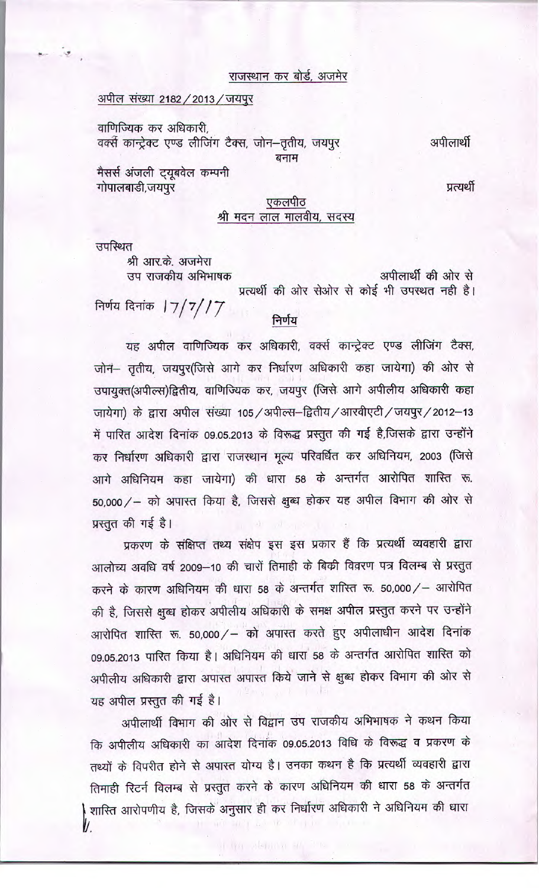राजस्थान कर बोर्ड, अजमेर

अपील संख्या 2182/2013/जयपुर

वाणिज्यिक कर अधिकारी,
वर्क्स कान्ट्रेक्ट एण्ड लीजिंग टैक्स, जोन–तृतीय, जयपुर — अपीलार्थी

बनाम

मैसर्स अंजली ट्यूबवेल कम्पनी
गोपालबाडी, जयपुर — प्रत्यर्थी

एकलपीठ
श्री मदन लाल मालवीय, सदस्य

उपस्थित

श्री आर.के. अजमेरा
उप राजकीय अभिभाषक — अपीलार्थी की ओर से
प्रत्यर्थी की ओर सेओर से कोई भी उपस्थत नही है।

निर्णय दिनांक 17/7/17

## निर्णय

यह अपील वाणिज्यिक कर अधिकारी, वर्क्स कान्ट्रेक्ट एण्ड लीजिंग टैक्स, जोन– तृतीय, जयपुर(जिसे आगे कर निर्धारण अधिकारी कहा जायेगा) की ओर से उपायुक्त(अपील्स)द्वितीय, वाणिज्यिक कर, जयपुर (जिसे आगे अपीलीय अधिकारी कहा जायेगा) के द्वारा अपील संख्या 105/अपील्स–द्वितीय/आरवीएटी/जयपुर/2012–13 में पारित आदेश दिनांक 09.05.2013 के विरूद्ध प्रस्तुत की गई है,जिसके द्वारा उन्होंने कर निर्धारण अधिकारी द्वारा राजस्थान मूल्य परिवर्धित कर अधिनियम, 2003 (जिसे आगे अधिनियम कहा जायेगा) की धारा 58 के अन्तर्गत आरोपित शास्ति रू. 50,000/– को अपास्त किया है, जिससे क्षुब्ध होकर यह अपील विभाग की ओर से प्रस्तुत की गई है।

प्रकरण के संक्षिप्त तथ्य संक्षेप इस इस प्रकार हैं कि प्रत्यर्थी व्यवहारी द्वारा आलोच्य अवधि वर्ष 2009–10 की चारों तिमाही के बिक्री विवरण पत्र विलम्ब से प्रस्तुत करने के कारण अधिनियम की धारा 58 के अन्तर्गत शास्ति रू. 50,000/– आरोपित की है, जिससे क्षुब्ध होकर अपीलीय अधिकारी के समक्ष अपील प्रस्तुत करने पर उन्होंने आरोपित शास्ति रू. 50,000/– को अपास्त करते हुए अपीलाधीन आदेश दिनांक 09.05.2013 पारित किया है। अधिनियम की धारा 58 के अन्तर्गत आरोपित शास्ति को अपीलीय अधिकारी द्वारा अपास्त अपास्त किये जाने से क्षुब्ध होकर विभाग की ओर से यह अपील प्रस्तुत की गई है।

अपीलार्थी विभाग की ओर से विद्वान उप राजकीय अभिभाषक ने कथन किया कि अपीलीय अधिकारी का आदेश दिनांक 09.05.2013 विधि के विरूद्ध व प्रकरण के तथ्यों के विपरीत होने से अपास्त योग्य है। उनका कथन है कि प्रत्यर्थी व्यवहारी द्वारा तिमाही रिटर्न विलम्ब से प्रस्तुत करने के कारण अधिनियम की धारा 58 के अन्तर्गत शास्ति आरोपणीय है, जिसके अनुसार ही कर निर्धारण अधिकारी ने अधिनियम की धारा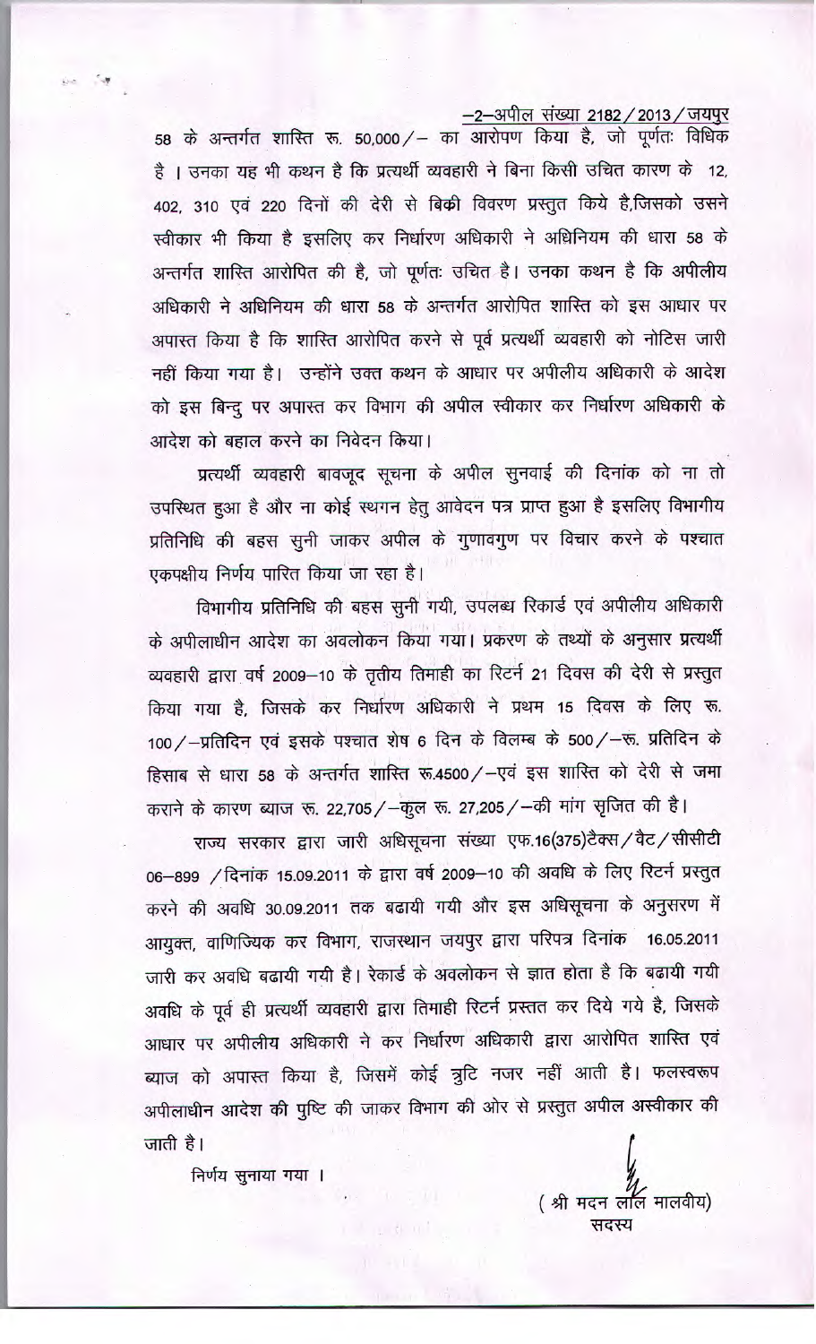58 के अन्तर्गत शास्ति रू. 50,000/– का आरोपण किया है, जो पूर्णतः विधिक है। उनका यह भी कथन है कि प्रत्यर्थी व्यवहारी ने बिना किसी उचित कारण के 12, 402, 310 एवं 220 दिनों की देरी से बिक्री विवरण प्रस्तुत किये है,जिसको उसने स्वीकार भी किया है इसलिए कर निर्धारण अधिकारी ने अधिनियम की धारा 58 के अन्तर्गत शास्ति आरोपित की है, जो पूर्णतः उचित है। उनका कथन है कि अपीलीय अधिकारी ने अधिनियम की धारा 58 के अन्तर्गत आरोपित शास्ति को इस आधार पर अपास्त किया है कि शास्ति आरोपित करने से पूर्व प्रत्यर्थी व्यवहारी को नोटिस जारी नहीं किया गया है। उन्होंने उक्त कथन के आधार पर अपीलीय अधिकारी के आदेश को इस बिन्दु पर अपास्त कर विभाग की अपील स्वीकार कर निर्धारण अधिकारी के आदेश को बहाल करने का निवेदन किया।

प्रत्यर्थी व्यवहारी बावजूद सूचना के अपील सुनवाई की दिनांक को ना तो उपस्थित हुआ है और ना कोई स्थगन हेतु आवेदन पत्र प्राप्त हुआ है इसलिए विभागीय प्रतिनिधि की बहस सुनी जाकर अपील के गुणावगुण पर विचार करने के पश्चात एकपक्षीय निर्णय पारित किया जा रहा है।

विभागीय प्रतिनिधि की बहस सुनी गयी, उपलब्ध रिकार्ड एवं अपीलीय अधिकारी के अपीलाधीन आदेश का अवलोकन किया गया। प्रकरण के तथ्यों के अनुसार प्रत्यर्थी व्यवहारी द्वारा वर्ष 2009–10 के तृतीय तिमाही का रिटर्न 21 दिवस की देरी से प्रस्तुत किया गया है, जिसके कर निर्धारण अधिकारी ने प्रथम 15 दिवस के लिए रू. 100/–प्रतिदिन एवं इसके पश्चात शेष 6 दिन के विलम्ब के 500/–रू. प्रतिदिन के हिसाब से धारा 58 के अन्तर्गत शास्ति रू.4500/–एवं इस शास्ति को देरी से जमा कराने के कारण ब्याज रू. 22,705/–कुल रू. 27,205/–की मांग सृजित की है।

राज्य सरकार द्वारा जारी अधिसूचना संख्या एफ.16(375)टैक्स/वैट/सीसीटी 06–899 /दिनांक 15.09.2011 के द्वारा वर्ष 2009–10 की अवधि के लिए रिटर्न प्रस्तुत करने की अवधि 30.09.2011 तक बढायी गयी और इस अधिसूचना के अनुसरण में आयुक्त, वाणिज्यिक कर विभाग, राजस्थान जयपुर द्वारा परिपत्र दिनांक 16.05.2011 जारी कर अवधि बढायी गयी है। रेकार्ड के अवलोकन से ज्ञात होता है कि बढायी गयी अवधि के पूर्व ही प्रत्यर्थी व्यवहारी द्वारा तिमाही रिटर्न प्रस्तत कर दिये गये है, जिसके आधार पर अपीलीय अधिकारी ने कर निर्धारण अधिकारी द्वारा आरोपित शास्ति एवं ब्याज को अपास्त किया है, जिसमें कोई त्रुटि नजर नहीं आती है। फलस्वरूप अपीलाधीन आदेश की पुष्टि की जाकर विभाग की ओर से प्रस्तुत अपील अस्वीकार की जाती है।

निर्णय सुनाया गया ।

(श्री मदन लाल मालवीय)
सदस्य